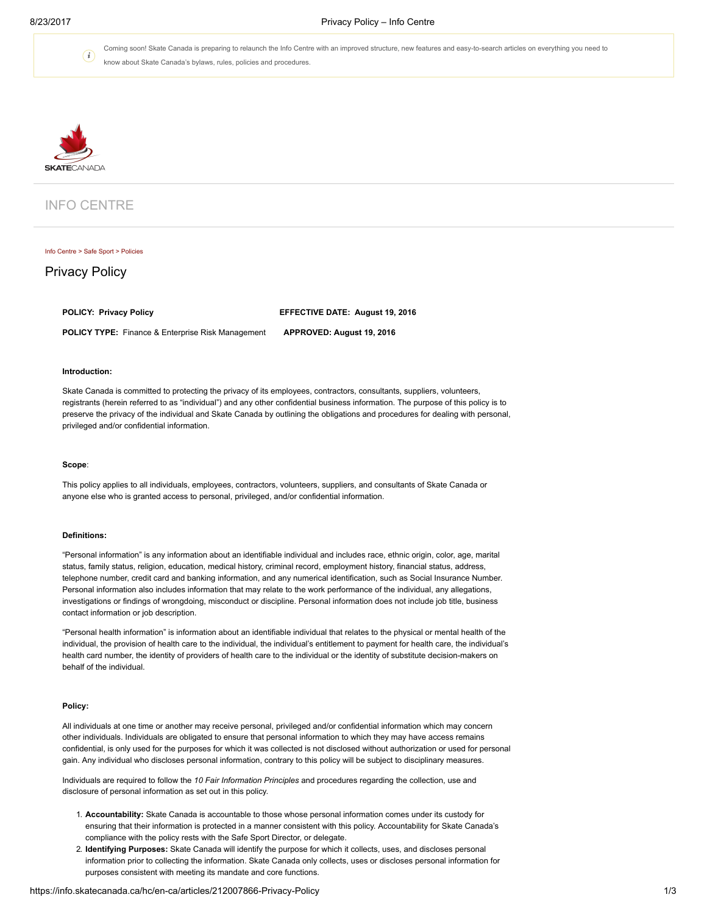Coming soon! Skate Canada is preparing to relaunch the Info Centre with an improved structure, new features and easy-to-search articles on everything you need to know about Skate Canada's bylaws, rules, policies and procedures.

SKATECANADA

INFO CENTRE

Info Centre > Safe Sport > Policies

# Privacy Policy

**POLICY: Privacy Policy** **EFFECTIVE DATE: August 19, 2016**

**POLICY TYPE:** Finance & Enterprise Risk Management **APPROVED: August 19, 2016**

**Introduction:**

Skate Canada is committed to protecting the privacy of its employees, contractors, consultants, suppliers, volunteers, registrants (herein referred to as "individual") and any other confidential business information. The purpose of this policy is to preserve the privacy of the individual and Skate Canada by outlining the obligations and procedures for dealing with personal, privileged and/or confidential information.

**Scope**:

This policy applies to all individuals, employees, contractors, volunteers, suppliers, and consultants of Skate Canada or anyone else who is granted access to personal, privileged, and/or confidential information.

**Definitions:**

"Personal information" is any information about an identifiable individual and includes race, ethnic origin, color, age, marital status, family status, religion, education, medical history, criminal record, employment history, financial status, address, telephone number, credit card and banking information, and any numerical identification, such as Social Insurance Number. Personal information also includes information that may relate to the work performance of the individual, any allegations, investigations or findings of wrongdoing, misconduct or discipline. Personal information does not include job title, business contact information or job description.

"Personal health information" is information about an identifiable individual that relates to the physical or mental health of the individual, the provision of health care to the individual, the individual's entitlement to payment for health care, the individual's health card number, the identity of providers of health care to the individual or the identity of substitute decision-makers on behalf of the individual.

**Policy:**

All individuals at one time or another may receive personal, privileged and/or confidential information which may concern other individuals. Individuals are obligated to ensure that personal information to which they may have access remains confidential, is only used for the purposes for which it was collected is not disclosed without authorization or used for personal gain. Any individual who discloses personal information, contrary to this policy will be subject to disciplinary measures.

Individuals are required to follow the *10 Fair Information Principles* and procedures regarding the collection, use and disclosure of personal information as set out in this policy.

1. **Accountability:** Skate Canada is accountable to those whose personal information comes under its custody for ensuring that their information is protected in a manner consistent with this policy. Accountability for Skate Canada's compliance with the policy rests with the Safe Sport Director, or delegate.
2. **Identifying Purposes:** Skate Canada will identify the purpose for which it collects, uses, and discloses personal information prior to collecting the information. Skate Canada only collects, uses or discloses personal information for purposes consistent with meeting its mandate and core functions.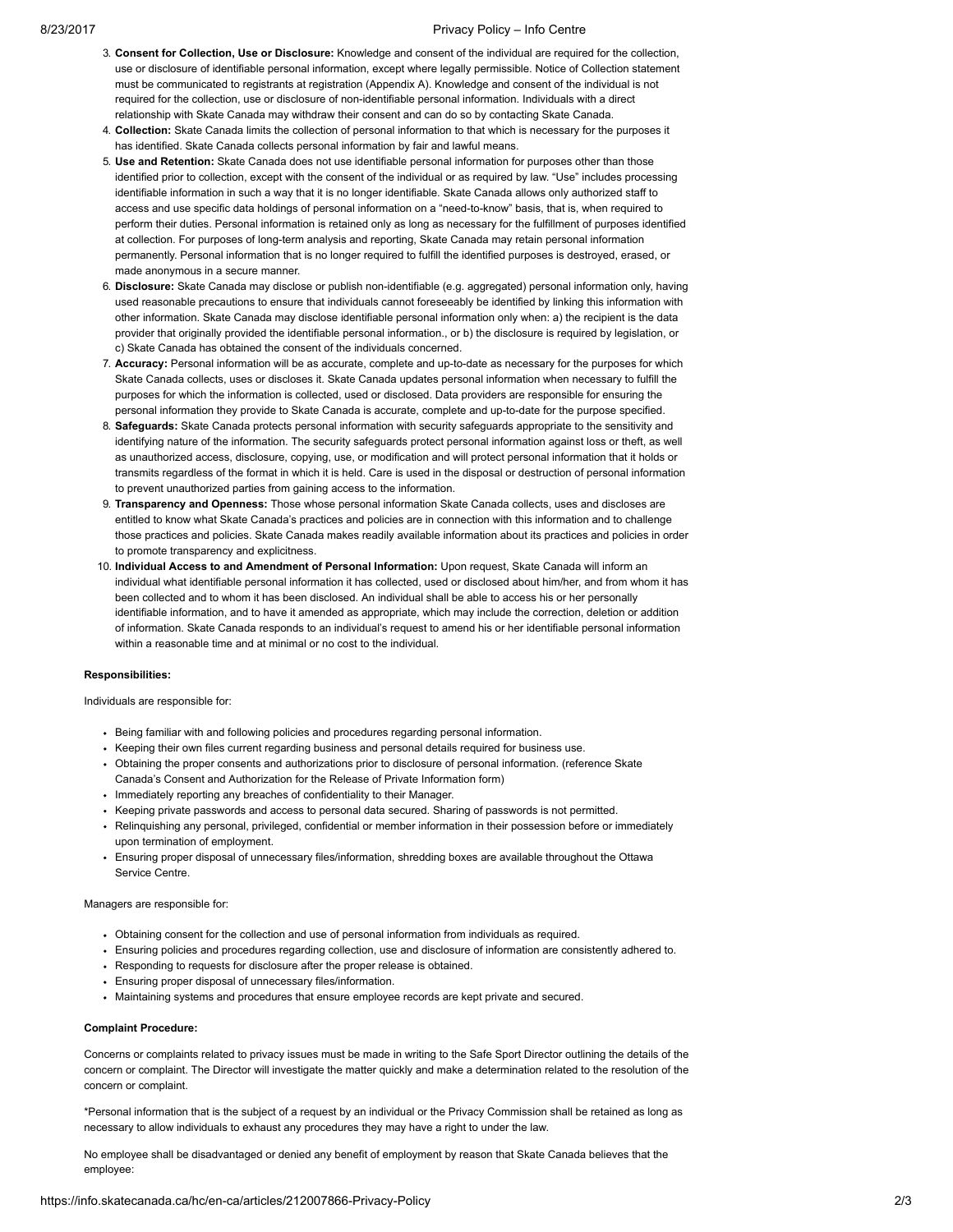3. **Consent for Collection, Use or Disclosure:** Knowledge and consent of the individual are required for the collection, use or disclosure of identifiable personal information, except where legally permissible. Notice of Collection statement must be communicated to registrants at registration (Appendix A). Knowledge and consent of the individual is not required for the collection, use or disclosure of non-identifiable personal information. Individuals with a direct relationship with Skate Canada may withdraw their consent and can do so by contacting Skate Canada.
4. **Collection:** Skate Canada limits the collection of personal information to that which is necessary for the purposes it has identified. Skate Canada collects personal information by fair and lawful means.
5. **Use and Retention:** Skate Canada does not use identifiable personal information for purposes other than those identified prior to collection, except with the consent of the individual or as required by law. "Use" includes processing identifiable information in such a way that it is no longer identifiable. Skate Canada allows only authorized staff to access and use specific data holdings of personal information on a "need-to-know" basis, that is, when required to perform their duties. Personal information is retained only as long as necessary for the fulfillment of purposes identified at collection. For purposes of long-term analysis and reporting, Skate Canada may retain personal information permanently. Personal information that is no longer required to fulfill the identified purposes is destroyed, erased, or made anonymous in a secure manner.
6. **Disclosure:** Skate Canada may disclose or publish non-identifiable (e.g. aggregated) personal information only, having used reasonable precautions to ensure that individuals cannot foreseeably be identified by linking this information with other information. Skate Canada may disclose identifiable personal information only when: a) the recipient is the data provider that originally provided the identifiable personal information., or b) the disclosure is required by legislation, or c) Skate Canada has obtained the consent of the individuals concerned.
7. **Accuracy:** Personal information will be as accurate, complete and up-to-date as necessary for the purposes for which Skate Canada collects, uses or discloses it. Skate Canada updates personal information when necessary to fulfill the purposes for which the information is collected, used or disclosed. Data providers are responsible for ensuring the personal information they provide to Skate Canada is accurate, complete and up-to-date for the purpose specified.
8. **Safeguards:** Skate Canada protects personal information with security safeguards appropriate to the sensitivity and identifying nature of the information. The security safeguards protect personal information against loss or theft, as well as unauthorized access, disclosure, copying, use, or modification and will protect personal information that it holds or transmits regardless of the format in which it is held. Care is used in the disposal or destruction of personal information to prevent unauthorized parties from gaining access to the information.
9. **Transparency and Openness:** Those whose personal information Skate Canada collects, uses and discloses are entitled to know what Skate Canada's practices and policies are in connection with this information and to challenge those practices and policies. Skate Canada makes readily available information about its practices and policies in order to promote transparency and explicitness.
10. **Individual Access to and Amendment of Personal Information:** Upon request, Skate Canada will inform an individual what identifiable personal information it has collected, used or disclosed about him/her, and from whom it has been collected and to whom it has been disclosed. An individual shall be able to access his or her personally identifiable information, and to have it amended as appropriate, which may include the correction, deletion or addition of information. Skate Canada responds to an individual's request to amend his or her identifiable personal information within a reasonable time and at minimal or no cost to the individual.

**Responsibilities:**

Individuals are responsible for:

- Being familiar with and following policies and procedures regarding personal information.
- Keeping their own files current regarding business and personal details required for business use.
- Obtaining the proper consents and authorizations prior to disclosure of personal information. (reference Skate Canada's Consent and Authorization for the Release of Private Information form)
- Immediately reporting any breaches of confidentiality to their Manager.
- Keeping private passwords and access to personal data secured. Sharing of passwords is not permitted.
- Relinquishing any personal, privileged, confidential or member information in their possession before or immediately upon termination of employment.
- Ensuring proper disposal of unnecessary files/information, shredding boxes are available throughout the Ottawa Service Centre.

Managers are responsible for:

- Obtaining consent for the collection and use of personal information from individuals as required.
- Ensuring policies and procedures regarding collection, use and disclosure of information are consistently adhered to.
- Responding to requests for disclosure after the proper release is obtained.
- Ensuring proper disposal of unnecessary files/information.
- Maintaining systems and procedures that ensure employee records are kept private and secured.

**Complaint Procedure:**

Concerns or complaints related to privacy issues must be made in writing to the Safe Sport Director outlining the details of the concern or complaint. The Director will investigate the matter quickly and make a determination related to the resolution of the concern or complaint.

*Personal information that is the subject of a request by an individual or the Privacy Commission shall be retained as long as necessary to allow individuals to exhaust any procedures they may have a right to under the law.

No employee shall be disadvantaged or denied any benefit of employment by reason that Skate Canada believes that the employee: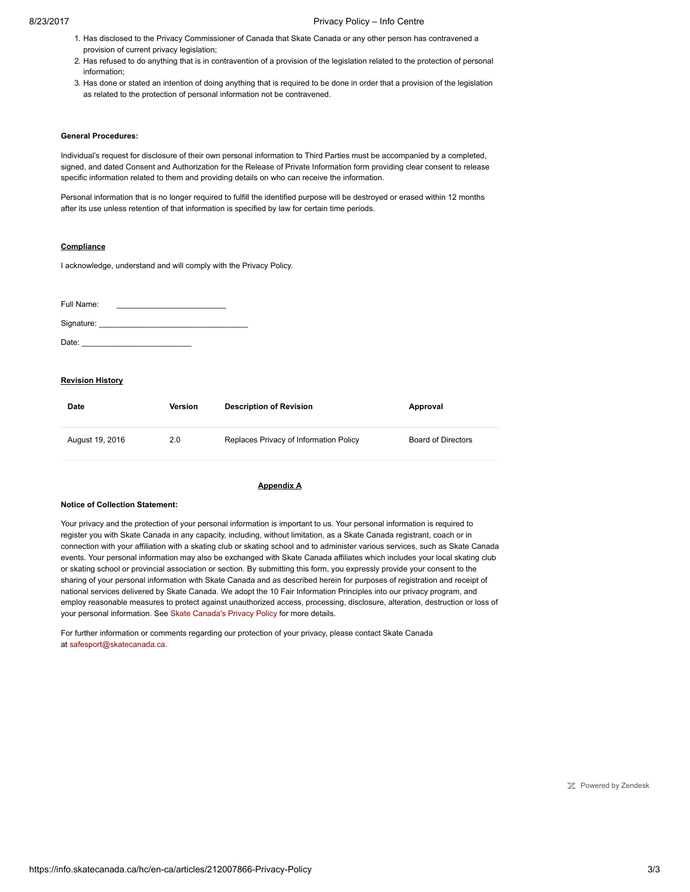1. Has disclosed to the Privacy Commissioner of Canada that Skate Canada or any other person has contravened a provision of current privacy legislation;
2. Has refused to do anything that is in contravention of a provision of the legislation related to the protection of personal information;
3. Has done or stated an intention of doing anything that is required to be done in order that a provision of the legislation as related to the protection of personal information not be contravened.

**General Procedures:**

Individual's request for disclosure of their own personal information to Third Parties must be accompanied by a completed, signed, and dated Consent and Authorization for the Release of Private Information form providing clear consent to release specific information related to them and providing details on who can receive the information.

Personal information that is no longer required to fulfill the identified purpose will be destroyed or erased within 12 months after its use unless retention of that information is specified by law for certain time periods.

**Compliance**

I acknowledge, understand and will comply with the Privacy Policy.

Full Name: ________________________

Signature: _________________________________

Date: ________________________

**Revision History**

| Date | Version | Description of Revision | Approval |
|---|---|---|---|
| August 19, 2016 | 2.0 | Replaces Privacy of Information Policy | Board of Directors |

**Appendix A**

**Notice of Collection Statement:**

Your privacy and the protection of your personal information is important to us. Your personal information is required to register you with Skate Canada in any capacity, including, without limitation, as a Skate Canada registrant, coach or in connection with your affiliation with a skating club or skating school and to administer various services, such as Skate Canada events. Your personal information may also be exchanged with Skate Canada affiliates which includes your local skating club or skating school or provincial association or section. By submitting this form, you expressly provide your consent to the sharing of your personal information with Skate Canada and as described herein for purposes of registration and receipt of national services delivered by Skate Canada. We adopt the 10 Fair Information Principles into our privacy program, and employ reasonable measures to protect against unauthorized access, processing, disclosure, alteration, destruction or loss of your personal information. See Skate Canada's Privacy Policy for more details.

For further information or comments regarding our protection of your privacy, please contact Skate Canada at safesport@skatecanada.ca.